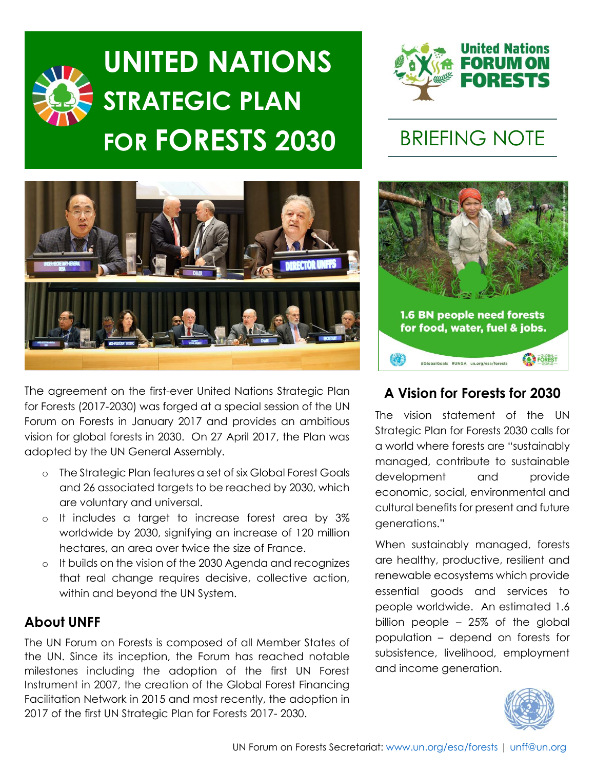# UNITED NATIONS STRATEGIC PLAN FOR FORESTS 2030

United Nations FORUM ON FORESTS

BRIEFING NOTE

The agreement on the first-ever United Nations Strategic Plan for Forests (2017-2030) was forged at a special session of the UN Forum on Forests in January 2017 and provides an ambitious vision for global forests in 2030. On 27 April 2017, the Plan was adopted by the UN General Assembly.

- The Strategic Plan features a set of six Global Forest Goals and 26 associated targets to be reached by 2030, which are voluntary and universal.
- It includes a target to increase forest area by 3% worldwide by 2030, signifying an increase of 120 million hectares, an area over twice the size of France.
- It builds on the vision of the 2030 Agenda and recognizes that real change requires decisive, collective action, within and beyond the UN System.

## About UNFF

The UN Forum on Forests is composed of all Member States of the UN. Since its inception, the Forum has reached notable milestones including the adoption of the first UN Forest Instrument in 2007, the creation of the Global Forest Financing Facilitation Network in 2015 and most recently, the adoption in 2017 of the first UN Strategic Plan for Forests 2017- 2030.

1.6 BN people need forests for food, water, fuel & jobs.

#GlobalGoals #UNGA un.org/esa/forests

## A Vision for Forests for 2030

The vision statement of the UN Strategic Plan for Forests 2030 calls for a world where forests are "sustainably managed, contribute to sustainable development and provide economic, social, environmental and cultural benefits for present and future generations."

When sustainably managed, forests are healthy, productive, resilient and renewable ecosystems which provide essential goods and services to people worldwide. An estimated 1.6 billion people – 25% of the global population – depend on forests for subsistence, livelihood, employment and income generation.

UN Forum on Forests Secretariat: www.un.org/esa/forests | unff@un.org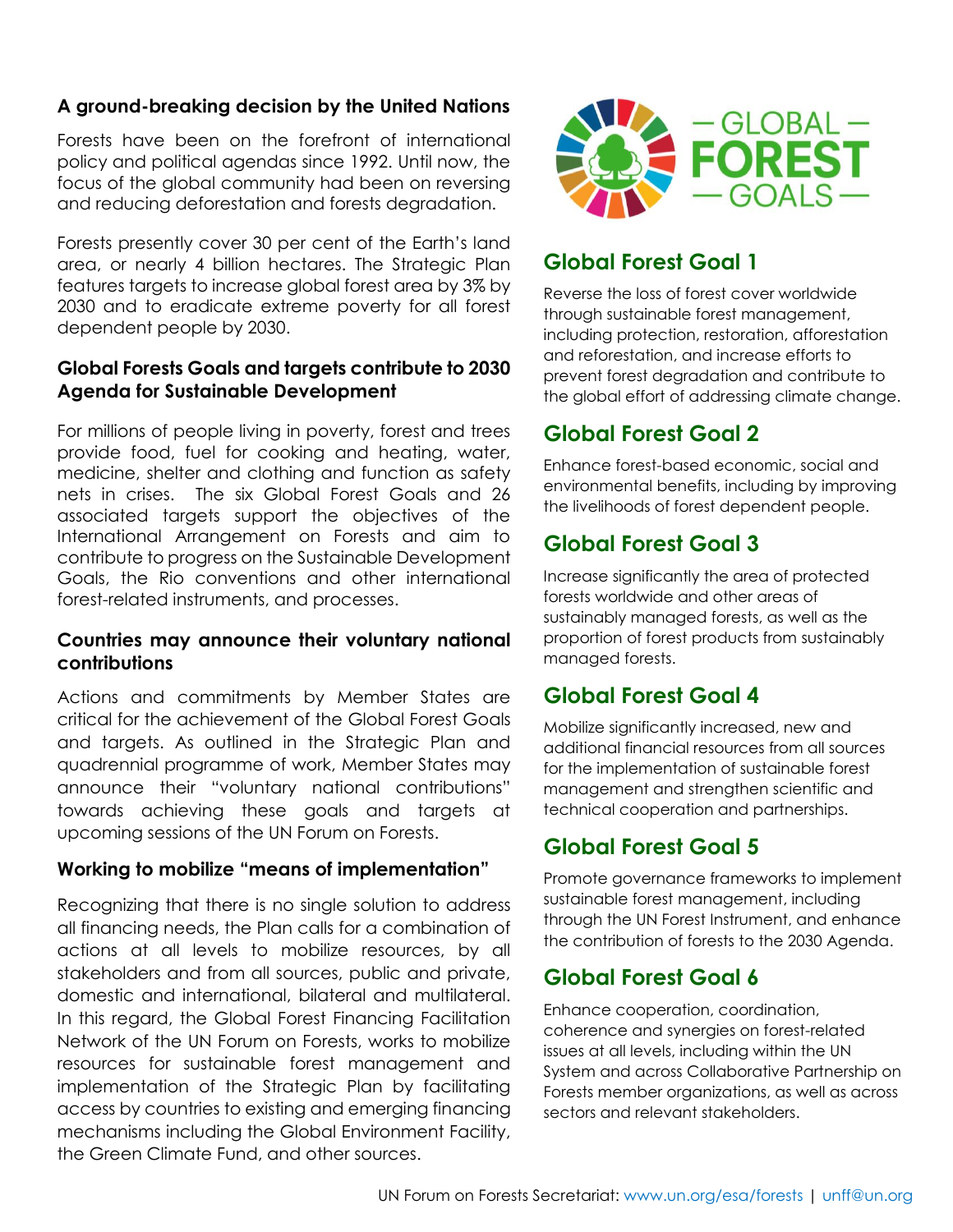## A ground-breaking decision by the United Nations

Forests have been on the forefront of international policy and political agendas since 1992. Until now, the focus of the global community had been on reversing and reducing deforestation and forests degradation.

Forests presently cover 30 per cent of the Earth's land area, or nearly 4 billion hectares. The Strategic Plan features targets to increase global forest area by 3% by 2030 and to eradicate extreme poverty for all forest dependent people by 2030.

## Global Forests Goals and targets contribute to 2030 Agenda for Sustainable Development

For millions of people living in poverty, forest and trees provide food, fuel for cooking and heating, water, medicine, shelter and clothing and function as safety nets in crises. The six Global Forest Goals and 26 associated targets support the objectives of the International Arrangement on Forests and aim to contribute to progress on the Sustainable Development Goals, the Rio conventions and other international forest-related instruments, and processes.

## Countries may announce their voluntary national contributions

Actions and commitments by Member States are critical for the achievement of the Global Forest Goals and targets. As outlined in the Strategic Plan and quadrennial programme of work, Member States may announce their "voluntary national contributions" towards achieving these goals and targets at upcoming sessions of the UN Forum on Forests.

## Working to mobilize "means of implementation"

Recognizing that there is no single solution to address all financing needs, the Plan calls for a combination of actions at all levels to mobilize resources, by all stakeholders and from all sources, public and private, domestic and international, bilateral and multilateral. In this regard, the Global Forest Financing Facilitation Network of the UN Forum on Forests, works to mobilize resources for sustainable forest management and implementation of the Strategic Plan by facilitating access by countries to existing and emerging financing mechanisms including the Global Environment Facility, the Green Climate Fund, and other sources.

— GLOBAL —
FOREST
— GOALS —

## Global Forest Goal 1

Reverse the loss of forest cover worldwide through sustainable forest management, including protection, restoration, afforestation and reforestation, and increase efforts to prevent forest degradation and contribute to the global effort of addressing climate change.

## Global Forest Goal 2

Enhance forest-based economic, social and environmental benefits, including by improving the livelihoods of forest dependent people.

## Global Forest Goal 3

Increase significantly the area of protected forests worldwide and other areas of sustainably managed forests, as well as the proportion of forest products from sustainably managed forests.

## Global Forest Goal 4

Mobilize significantly increased, new and additional financial resources from all sources for the implementation of sustainable forest management and strengthen scientific and technical cooperation and partnerships.

## Global Forest Goal 5

Promote governance frameworks to implement sustainable forest management, including through the UN Forest Instrument, and enhance the contribution of forests to the 2030 Agenda.

## Global Forest Goal 6

Enhance cooperation, coordination, coherence and synergies on forest-related issues at all levels, including within the UN System and across Collaborative Partnership on Forests member organizations, as well as across sectors and relevant stakeholders.

UN Forum on Forests Secretariat: www.un.org/esa/forests | unff@un.org